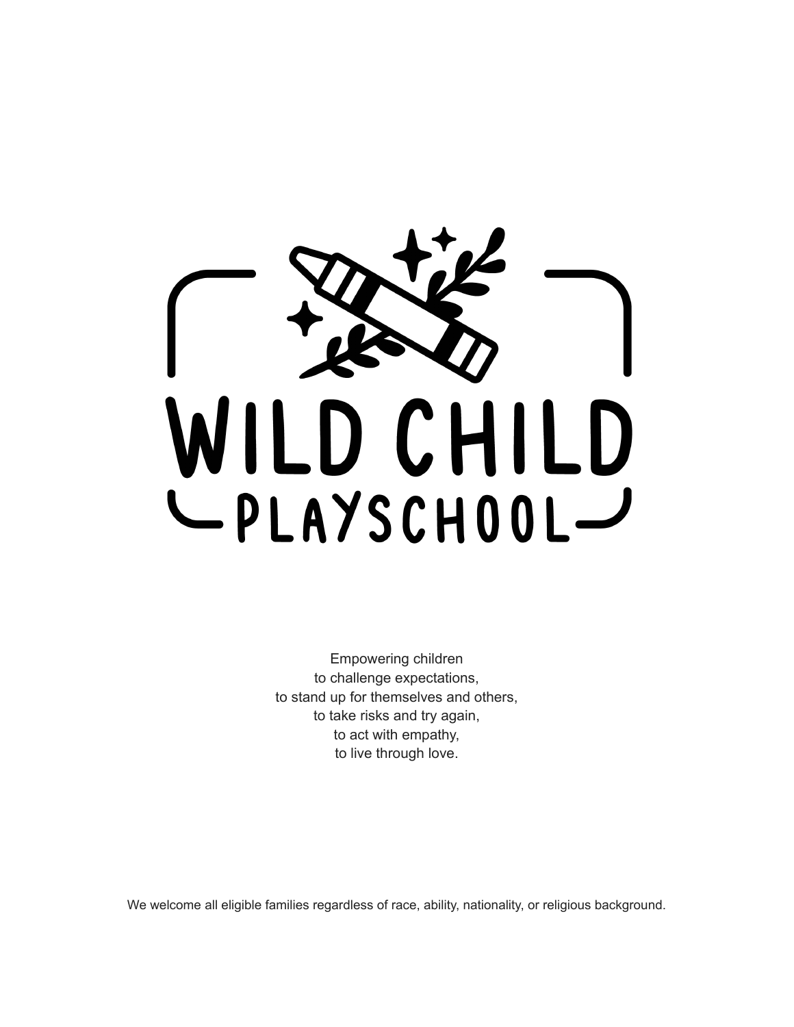# WILD CHILD PLAYSCHOOL

Empowering children
to challenge expectations,
to stand up for themselves and others,
to take risks and try again,
to act with empathy,
to live through love.

We welcome all eligible families regardless of race, ability, nationality, or religious background.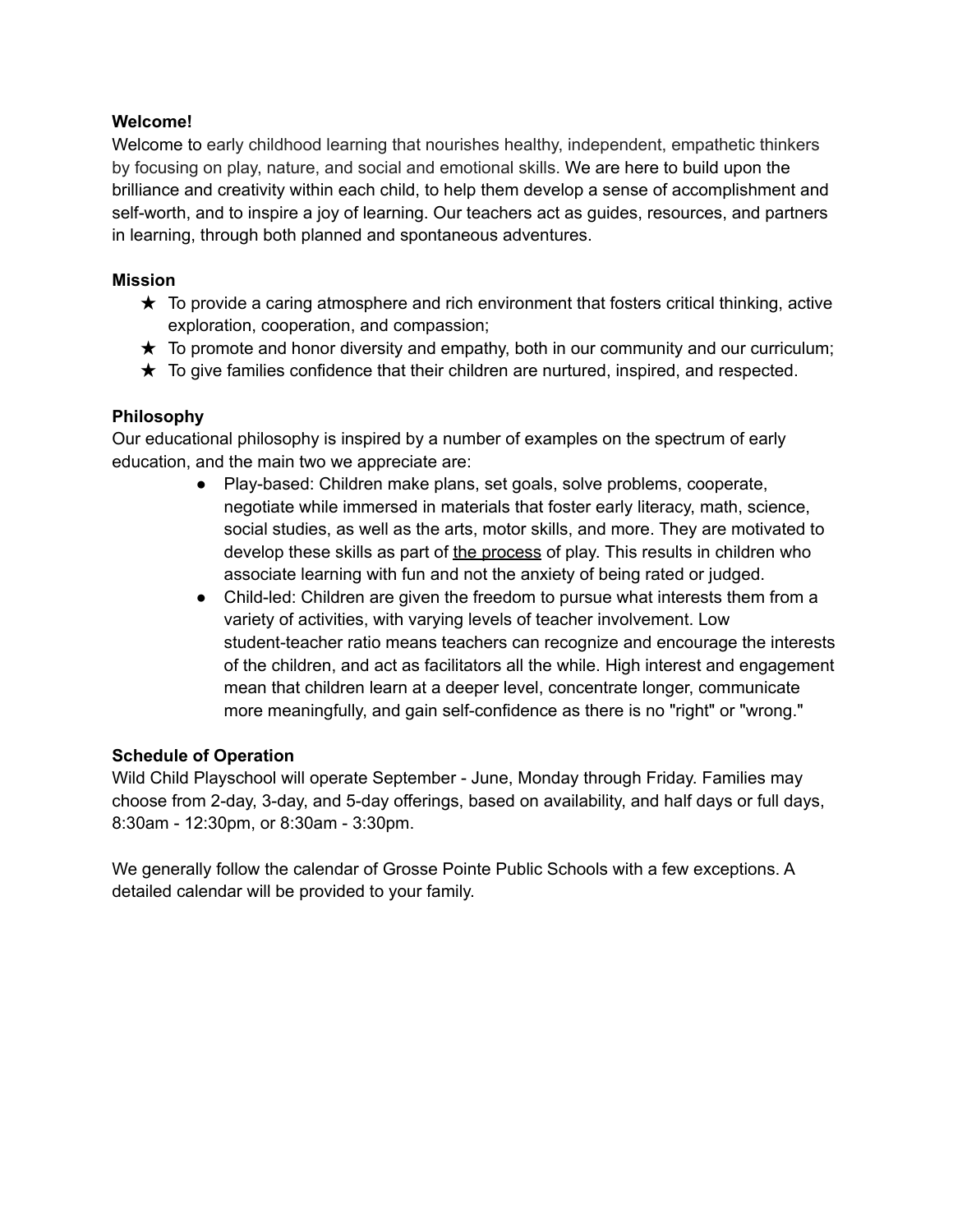## Welcome!

Welcome to early childhood learning that nourishes healthy, independent, empathetic thinkers by focusing on play, nature, and social and emotional skills. We are here to build upon the brilliance and creativity within each child, to help them develop a sense of accomplishment and self-worth, and to inspire a joy of learning. Our teachers act as guides, resources, and partners in learning, through both planned and spontaneous adventures.

## Mission

- ★ To provide a caring atmosphere and rich environment that fosters critical thinking, active exploration, cooperation, and compassion;
- ★ To promote and honor diversity and empathy, both in our community and our curriculum;
- ★ To give families confidence that their children are nurtured, inspired, and respected.

## Philosophy

Our educational philosophy is inspired by a number of examples on the spectrum of early education, and the main two we appreciate are:

- Play-based: Children make plans, set goals, solve problems, cooperate, negotiate while immersed in materials that foster early literacy, math, science, social studies, as well as the arts, motor skills, and more. They are motivated to develop these skills as part of <u>the process</u> of play. This results in children who associate learning with fun and not the anxiety of being rated or judged.
- Child-led: Children are given the freedom to pursue what interests them from a variety of activities, with varying levels of teacher involvement. Low student-teacher ratio means teachers can recognize and encourage the interests of the children, and act as facilitators all the while. High interest and engagement mean that children learn at a deeper level, concentrate longer, communicate more meaningfully, and gain self-confidence as there is no "right" or "wrong."

## Schedule of Operation

Wild Child Playschool will operate September - June, Monday through Friday. Families may choose from 2-day, 3-day, and 5-day offerings, based on availability, and half days or full days, 8:30am - 12:30pm, or 8:30am - 3:30pm.

We generally follow the calendar of Grosse Pointe Public Schools with a few exceptions. A detailed calendar will be provided to your family.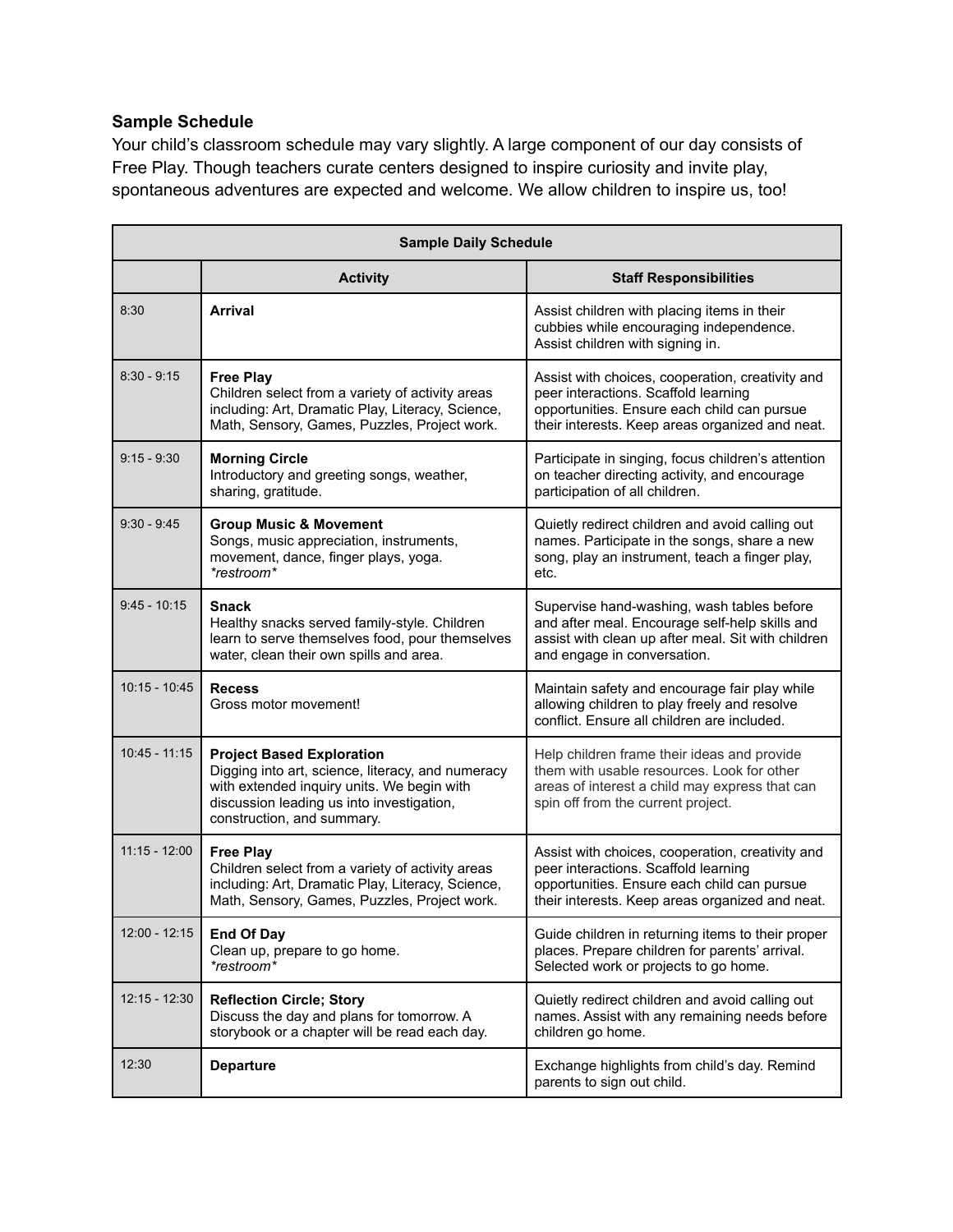**Sample Schedule**

Your child's classroom schedule may vary slightly. A large component of our day consists of Free Play. Though teachers curate centers designed to inspire curiosity and invite play, spontaneous adventures are expected and welcome. We allow children to inspire us, too!

| Sample Daily Schedule | | |
|---|---|---|
| | **Activity** | **Staff Responsibilities** |
| 8:30 | **Arrival** | Assist children with placing items in their cubbies while encouraging independence. Assist children with signing in. |
| 8:30 - 9:15 | **Free Play**<br>Children select from a variety of activity areas including: Art, Dramatic Play, Literacy, Science, Math, Sensory, Games, Puzzles, Project work. | Assist with choices, cooperation, creativity and peer interactions. Scaffold learning opportunities. Ensure each child can pursue their interests. Keep areas organized and neat. |
| 9:15 - 9:30 | **Morning Circle**<br>Introductory and greeting songs, weather, sharing, gratitude. | Participate in singing, focus children's attention on teacher directing activity, and encourage participation of all children. |
| 9:30 - 9:45 | **Group Music & Movement**<br>Songs, music appreciation, instruments, movement, dance, finger plays, yoga.<br>*\*restroom\** | Quietly redirect children and avoid calling out names. Participate in the songs, share a new song, play an instrument, teach a finger play, etc. |
| 9:45 - 10:15 | **Snack**<br>Healthy snacks served family-style. Children learn to serve themselves food, pour themselves water, clean their own spills and area. | Supervise hand-washing, wash tables before and after meal. Encourage self-help skills and assist with clean up after meal. Sit with children and engage in conversation. |
| 10:15 - 10:45 | **Recess**<br>Gross motor movement! | Maintain safety and encourage fair play while allowing children to play freely and resolve conflict. Ensure all children are included. |
| 10:45 - 11:15 | **Project Based Exploration**<br>Digging into art, science, literacy, and numeracy with extended inquiry units. We begin with discussion leading us into investigation, construction, and summary. | Help children frame their ideas and provide them with usable resources. Look for other areas of interest a child may express that can spin off from the current project. |
| 11:15 - 12:00 | **Free Play**<br>Children select from a variety of activity areas including: Art, Dramatic Play, Literacy, Science, Math, Sensory, Games, Puzzles, Project work. | Assist with choices, cooperation, creativity and peer interactions. Scaffold learning opportunities. Ensure each child can pursue their interests. Keep areas organized and neat. |
| 12:00 - 12:15 | **End Of Day**<br>Clean up, prepare to go home.<br>*\*restroom\** | Guide children in returning items to their proper places. Prepare children for parents' arrival. Selected work or projects to go home. |
| 12:15 - 12:30 | **Reflection Circle; Story**<br>Discuss the day and plans for tomorrow. A storybook or a chapter will be read each day. | Quietly redirect children and avoid calling out names. Assist with any remaining needs before children go home. |
| 12:30 | **Departure** | Exchange highlights from child's day. Remind parents to sign out child. |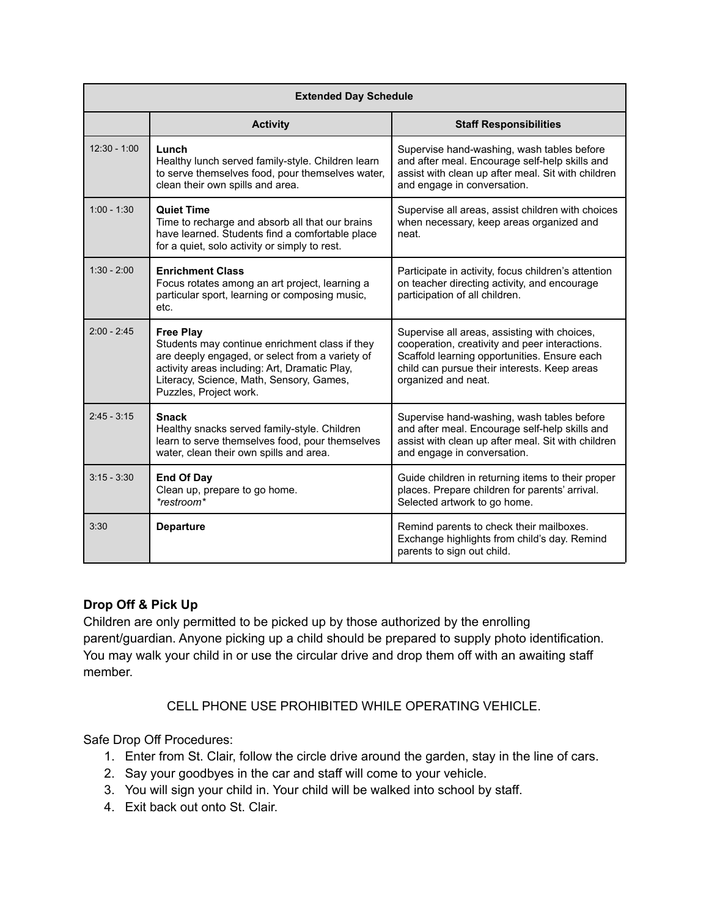| Extended Day Schedule | | |
|---|---|---|
| | **Activity** | **Staff Responsibilities** |
| 12:30 - 1:00 | **Lunch**<br>Healthy lunch served family-style. Children learn to serve themselves food, pour themselves water, clean their own spills and area. | Supervise hand-washing, wash tables before and after meal. Encourage self-help skills and assist with clean up after meal. Sit with children and engage in conversation. |
| 1:00 - 1:30 | **Quiet Time**<br>Time to recharge and absorb all that our brains have learned. Students find a comfortable place for a quiet, solo activity or simply to rest. | Supervise all areas, assist children with choices when necessary, keep areas organized and neat. |
| 1:30 - 2:00 | **Enrichment Class**<br>Focus rotates among an art project, learning a particular sport, learning or composing music, etc. | Participate in activity, focus children's attention on teacher directing activity, and encourage participation of all children. |
| 2:00 - 2:45 | **Free Play**<br>Students may continue enrichment class if they are deeply engaged, or select from a variety of activity areas including: Art, Dramatic Play, Literacy, Science, Math, Sensory, Games, Puzzles, Project work. | Supervise all areas, assisting with choices, cooperation, creativity and peer interactions. Scaffold learning opportunities. Ensure each child can pursue their interests. Keep areas organized and neat. |
| 2:45 - 3:15 | **Snack**<br>Healthy snacks served family-style. Children learn to serve themselves food, pour themselves water, clean their own spills and area. | Supervise hand-washing, wash tables before and after meal. Encourage self-help skills and assist with clean up after meal. Sit with children and engage in conversation. |
| 3:15 - 3:30 | **End Of Day**<br>Clean up, prepare to go home.<br>*\*restroom\** | Guide children in returning items to their proper places. Prepare children for parents' arrival. Selected artwork to go home. |
| 3:30 | **Departure** | Remind parents to check their mailboxes. Exchange highlights from child's day. Remind parents to sign out child. |

**Drop Off & Pick Up**

Children are only permitted to be picked up by those authorized by the enrolling parent/guardian. Anyone picking up a child should be prepared to supply photo identification. You may walk your child in or use the circular drive and drop them off with an awaiting staff member.

CELL PHONE USE PROHIBITED WHILE OPERATING VEHICLE.

Safe Drop Off Procedures:

1. Enter from St. Clair, follow the circle drive around the garden, stay in the line of cars.
2. Say your goodbyes in the car and staff will come to your vehicle.
3. You will sign your child in. Your child will be walked into school by staff.
4. Exit back out onto St. Clair.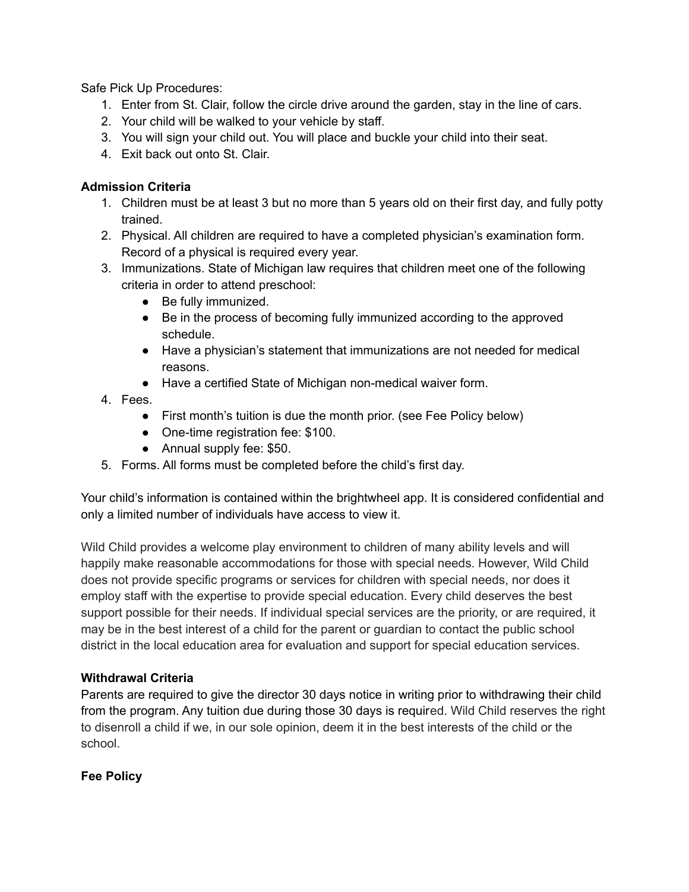Safe Pick Up Procedures:

1. Enter from St. Clair, follow the circle drive around the garden, stay in the line of cars.
2. Your child will be walked to your vehicle by staff.
3. You will sign your child out. You will place and buckle your child into their seat.
4. Exit back out onto St. Clair.

**Admission Criteria**

1. Children must be at least 3 but no more than 5 years old on their first day, and fully potty trained.
2. Physical. All children are required to have a completed physician's examination form. Record of a physical is required every year.
3. Immunizations. State of Michigan law requires that children meet one of the following criteria in order to attend preschool:
    - Be fully immunized.
    - Be in the process of becoming fully immunized according to the approved schedule.
    - Have a physician's statement that immunizations are not needed for medical reasons.
    - Have a certified State of Michigan non-medical waiver form.
4. Fees.
    - First month's tuition is due the month prior. (see Fee Policy below)
    - One-time registration fee: $100.
    - Annual supply fee: $50.
5. Forms. All forms must be completed before the child's first day.

Your child's information is contained within the brightwheel app. It is considered confidential and only a limited number of individuals have access to view it.

Wild Child provides a welcome play environment to children of many ability levels and will happily make reasonable accommodations for those with special needs. However, Wild Child does not provide specific programs or services for children with special needs, nor does it employ staff with the expertise to provide special education. Every child deserves the best support possible for their needs. If individual special services are the priority, or are required, it may be in the best interest of a child for the parent or guardian to contact the public school district in the local education area for evaluation and support for special education services.

**Withdrawal Criteria**

Parents are required to give the director 30 days notice in writing prior to withdrawing their child from the program. Any tuition due during those 30 days is required. Wild Child reserves the right to disenroll a child if we, in our sole opinion, deem it in the best interests of the child or the school.

**Fee Policy**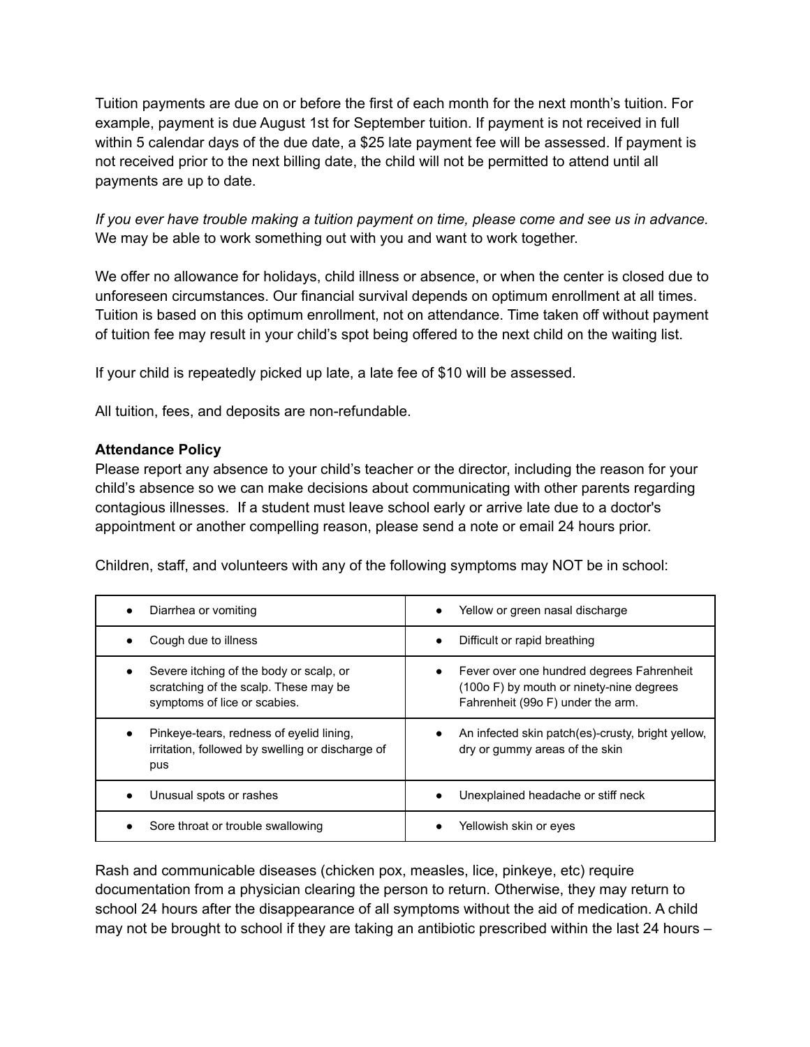Tuition payments are due on or before the first of each month for the next month's tuition. For example, payment is due August 1st for September tuition. If payment is not received in full within 5 calendar days of the due date, a $25 late payment fee will be assessed. If payment is not received prior to the next billing date, the child will not be permitted to attend until all payments are up to date.

*If you ever have trouble making a tuition payment on time, please come and see us in advance.* We may be able to work something out with you and want to work together.

We offer no allowance for holidays, child illness or absence, or when the center is closed due to unforeseen circumstances. Our financial survival depends on optimum enrollment at all times. Tuition is based on this optimum enrollment, not on attendance. Time taken off without payment of tuition fee may result in your child's spot being offered to the next child on the waiting list.

If your child is repeatedly picked up late, a late fee of $10 will be assessed.

All tuition, fees, and deposits are non-refundable.

**Attendance Policy**

Please report any absence to your child's teacher or the director, including the reason for your child's absence so we can make decisions about communicating with other parents regarding contagious illnesses. If a student must leave school early or arrive late due to a doctor's appointment or another compelling reason, please send a note or email 24 hours prior.

Children, staff, and volunteers with any of the following symptoms may NOT be in school:

| | |
|---|---|
| • Diarrhea or vomiting | • Yellow or green nasal discharge |
| • Cough due to illness | • Difficult or rapid breathing |
| • Severe itching of the body or scalp, or scratching of the scalp. These may be symptoms of lice or scabies. | • Fever over one hundred degrees Fahrenheit (100o F) by mouth or ninety-nine degrees Fahrenheit (99o F) under the arm. |
| • Pinkeye-tears, redness of eyelid lining, irritation, followed by swelling or discharge of pus | • An infected skin patch(es)-crusty, bright yellow, dry or gummy areas of the skin |
| • Unusual spots or rashes | • Unexplained headache or stiff neck |
| • Sore throat or trouble swallowing | • Yellowish skin or eyes |

Rash and communicable diseases (chicken pox, measles, lice, pinkeye, etc) require documentation from a physician clearing the person to return. Otherwise, they may return to school 24 hours after the disappearance of all symptoms without the aid of medication. A child may not be brought to school if they are taking an antibiotic prescribed within the last 24 hours –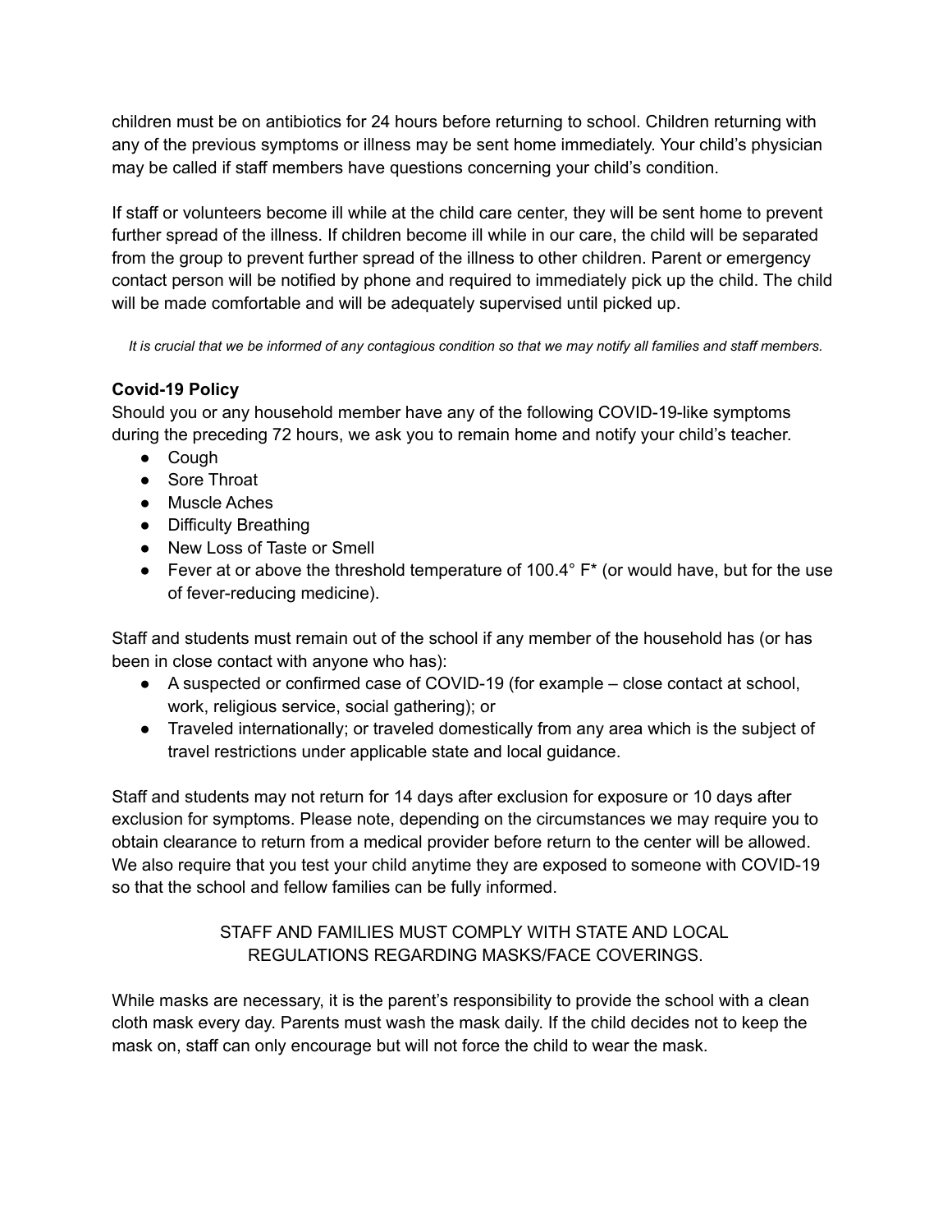children must be on antibiotics for 24 hours before returning to school. Children returning with any of the previous symptoms or illness may be sent home immediately. Your child's physician may be called if staff members have questions concerning your child's condition.

If staff or volunteers become ill while at the child care center, they will be sent home to prevent further spread of the illness. If children become ill while in our care, the child will be separated from the group to prevent further spread of the illness to other children. Parent or emergency contact person will be notified by phone and required to immediately pick up the child. The child will be made comfortable and will be adequately supervised until picked up.

*It is crucial that we be informed of any contagious condition so that we may notify all families and staff members.*

**Covid-19 Policy**

Should you or any household member have any of the following COVID-19-like symptoms during the preceding 72 hours, we ask you to remain home and notify your child's teacher.

- Cough
- Sore Throat
- Muscle Aches
- Difficulty Breathing
- New Loss of Taste or Smell
- Fever at or above the threshold temperature of 100.4° F* (or would have, but for the use of fever-reducing medicine).

Staff and students must remain out of the school if any member of the household has (or has been in close contact with anyone who has):

- A suspected or confirmed case of COVID-19 (for example – close contact at school, work, religious service, social gathering); or
- Traveled internationally; or traveled domestically from any area which is the subject of travel restrictions under applicable state and local guidance.

Staff and students may not return for 14 days after exclusion for exposure or 10 days after exclusion for symptoms. Please note, depending on the circumstances we may require you to obtain clearance to return from a medical provider before return to the center will be allowed. We also require that you test your child anytime they are exposed to someone with COVID-19 so that the school and fellow families can be fully informed.

STAFF AND FAMILIES MUST COMPLY WITH STATE AND LOCAL REGULATIONS REGARDING MASKS/FACE COVERINGS.

While masks are necessary, it is the parent's responsibility to provide the school with a clean cloth mask every day. Parents must wash the mask daily. If the child decides not to keep the mask on, staff can only encourage but will not force the child to wear the mask.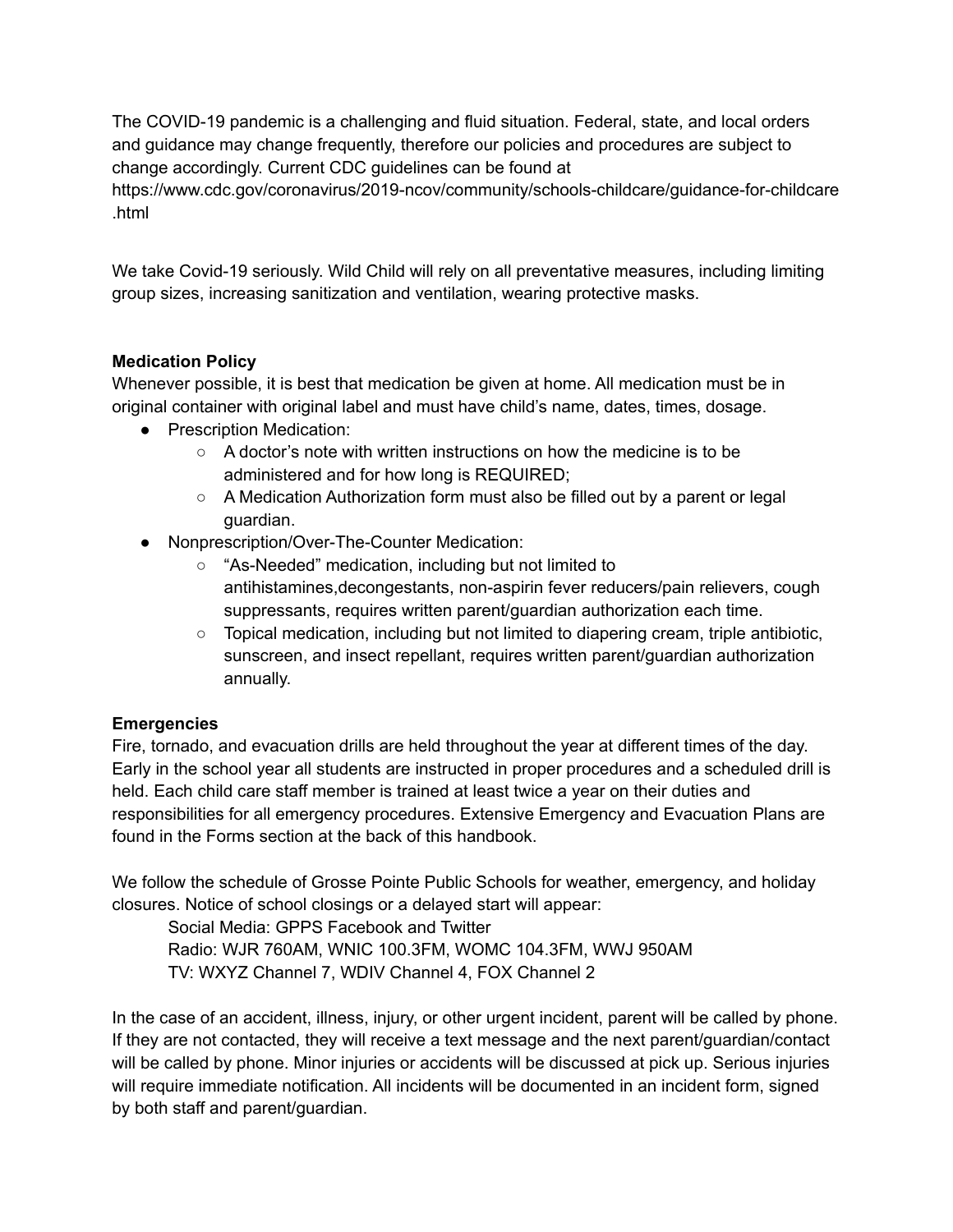The COVID-19 pandemic is a challenging and fluid situation. Federal, state, and local orders and guidance may change frequently, therefore our policies and procedures are subject to change accordingly. Current CDC guidelines can be found at https://www.cdc.gov/coronavirus/2019-ncov/community/schools-childcare/guidance-for-childcare.html

We take Covid-19 seriously. Wild Child will rely on all preventative measures, including limiting group sizes, increasing sanitization and ventilation, wearing protective masks.

**Medication Policy**

Whenever possible, it is best that medication be given at home. All medication must be in original container with original label and must have child's name, dates, times, dosage.

- Prescription Medication:
    - A doctor's note with written instructions on how the medicine is to be administered and for how long is REQUIRED;
    - A Medication Authorization form must also be filled out by a parent or legal guardian.
- Nonprescription/Over-The-Counter Medication:
    - "As-Needed" medication, including but not limited to antihistamines,decongestants, non-aspirin fever reducers/pain relievers, cough suppressants, requires written parent/guardian authorization each time.
    - Topical medication, including but not limited to diapering cream, triple antibiotic, sunscreen, and insect repellant, requires written parent/guardian authorization annually.

**Emergencies**

Fire, tornado, and evacuation drills are held throughout the year at different times of the day. Early in the school year all students are instructed in proper procedures and a scheduled drill is held. Each child care staff member is trained at least twice a year on their duties and responsibilities for all emergency procedures. Extensive Emergency and Evacuation Plans are found in the Forms section at the back of this handbook.

We follow the schedule of Grosse Pointe Public Schools for weather, emergency, and holiday closures. Notice of school closings or a delayed start will appear:

Social Media: GPPS Facebook and Twitter
Radio: WJR 760AM, WNIC 100.3FM, WOMC 104.3FM, WWJ 950AM
TV: WXYZ Channel 7, WDIV Channel 4, FOX Channel 2

In the case of an accident, illness, injury, or other urgent incident, parent will be called by phone. If they are not contacted, they will receive a text message and the next parent/guardian/contact will be called by phone. Minor injuries or accidents will be discussed at pick up. Serious injuries will require immediate notification. All incidents will be documented in an incident form, signed by both staff and parent/guardian.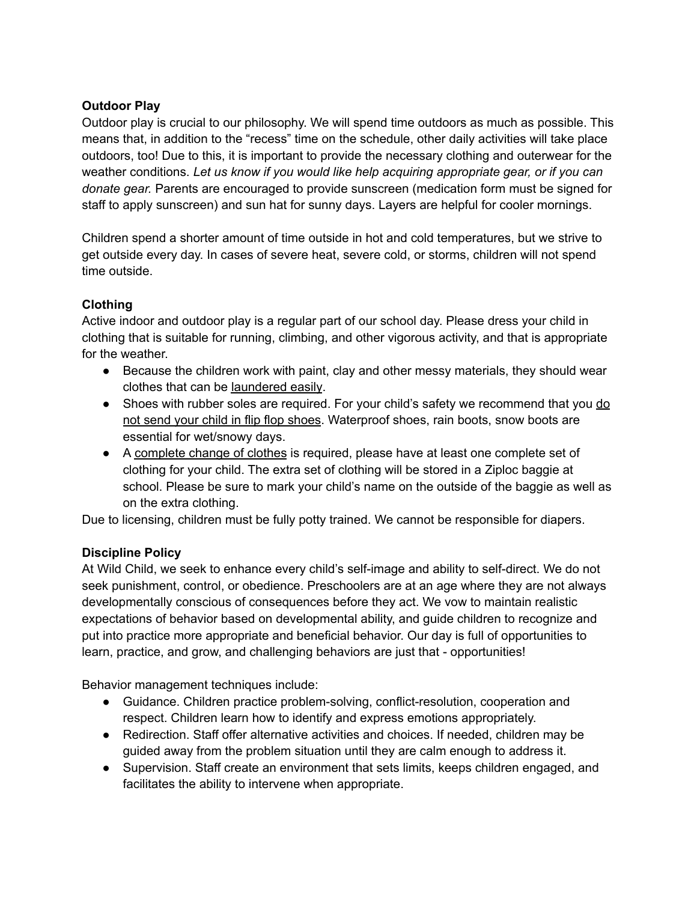## Outdoor Play

Outdoor play is crucial to our philosophy. We will spend time outdoors as much as possible. This means that, in addition to the "recess" time on the schedule, other daily activities will take place outdoors, too! Due to this, it is important to provide the necessary clothing and outerwear for the weather conditions. *Let us know if you would like help acquiring appropriate gear, or if you can donate gear.* Parents are encouraged to provide sunscreen (medication form must be signed for staff to apply sunscreen) and sun hat for sunny days. Layers are helpful for cooler mornings.

Children spend a shorter amount of time outside in hot and cold temperatures, but we strive to get outside every day. In cases of severe heat, severe cold, or storms, children will not spend time outside.

## Clothing

Active indoor and outdoor play is a regular part of our school day. Please dress your child in clothing that is suitable for running, climbing, and other vigorous activity, and that is appropriate for the weather.

- Because the children work with paint, clay and other messy materials, they should wear clothes that can be <u>laundered easily</u>.
- Shoes with rubber soles are required. For your child's safety we recommend that you <u>do not send your child in flip flop shoes</u>. Waterproof shoes, rain boots, snow boots are essential for wet/snowy days.
- A <u>complete change of clothes</u> is required, please have at least one complete set of clothing for your child. The extra set of clothing will be stored in a Ziploc baggie at school. Please be sure to mark your child's name on the outside of the baggie as well as on the extra clothing.

Due to licensing, children must be fully potty trained. We cannot be responsible for diapers.

## Discipline Policy

At Wild Child, we seek to enhance every child's self-image and ability to self-direct. We do not seek punishment, control, or obedience. Preschoolers are at an age where they are not always developmentally conscious of consequences before they act. We vow to maintain realistic expectations of behavior based on developmental ability, and guide children to recognize and put into practice more appropriate and beneficial behavior. Our day is full of opportunities to learn, practice, and grow, and challenging behaviors are just that - opportunities!

Behavior management techniques include:

- Guidance. Children practice problem-solving, conflict-resolution, cooperation and respect. Children learn how to identify and express emotions appropriately.
- Redirection. Staff offer alternative activities and choices. If needed, children may be guided away from the problem situation until they are calm enough to address it.
- Supervision. Staff create an environment that sets limits, keeps children engaged, and facilitates the ability to intervene when appropriate.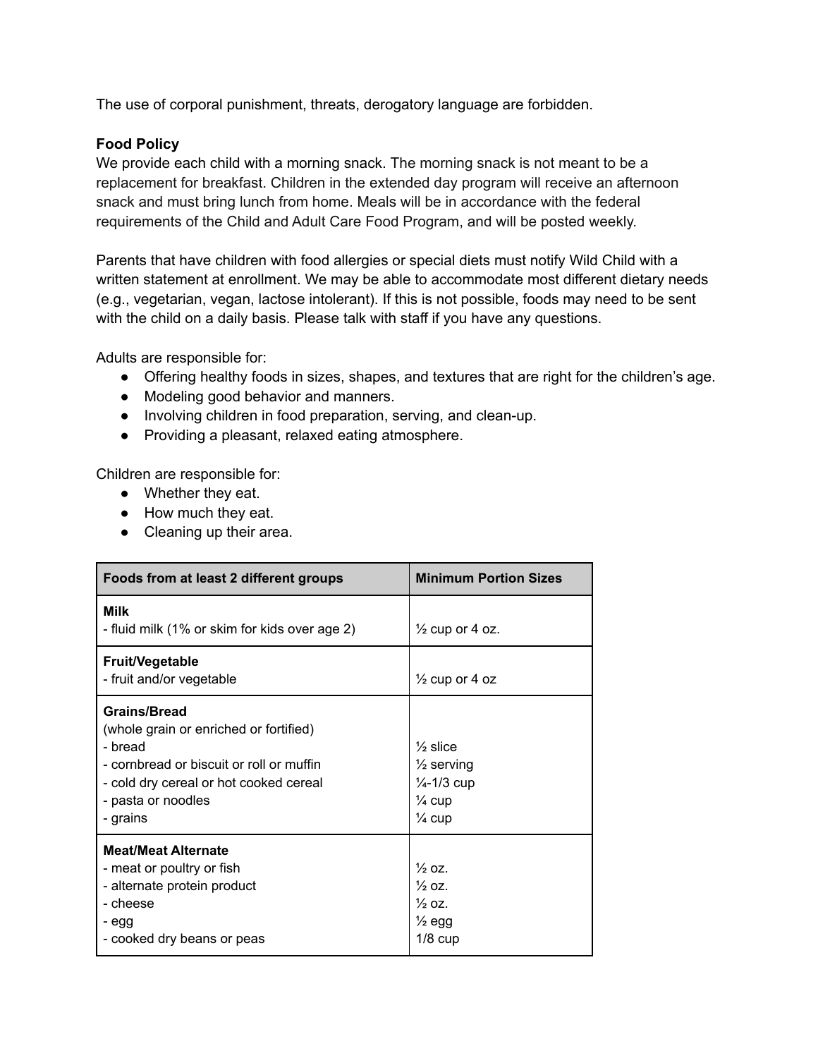The use of corporal punishment, threats, derogatory language are forbidden.

**Food Policy**

We provide each child with a morning snack. The morning snack is not meant to be a replacement for breakfast. Children in the extended day program will receive an afternoon snack and must bring lunch from home. Meals will be in accordance with the federal requirements of the Child and Adult Care Food Program, and will be posted weekly.

Parents that have children with food allergies or special diets must notify Wild Child with a written statement at enrollment. We may be able to accommodate most different dietary needs (e.g., vegetarian, vegan, lactose intolerant). If this is not possible, foods may need to be sent with the child on a daily basis. Please talk with staff if you have any questions.

Adults are responsible for:

- Offering healthy foods in sizes, shapes, and textures that are right for the children's age.
- Modeling good behavior and manners.
- Involving children in food preparation, serving, and clean-up.
- Providing a pleasant, relaxed eating atmosphere.

Children are responsible for:

- Whether they eat.
- How much they eat.
- Cleaning up their area.

| Foods from at least 2 different groups | Minimum Portion Sizes |
|---|---|
| **Milk**<br>- fluid milk (1% or skim for kids over age 2) | ½ cup or 4 oz. |
| **Fruit/Vegetable**<br>- fruit and/or vegetable | ½ cup or 4 oz |
| **Grains/Bread**<br>(whole grain or enriched or fortified)<br>- bread<br>- cornbread or biscuit or roll or muffin<br>- cold dry cereal or hot cooked cereal<br>- pasta or noodles<br>- grains | <br><br>½ slice<br>½ serving<br>¼-1/3 cup<br>¼ cup<br>¼ cup |
| **Meat/Meat Alternate**<br>- meat or poultry or fish<br>- alternate protein product<br>- cheese<br>- egg<br>- cooked dry beans or peas | <br>½ oz.<br>½ oz.<br>½ oz.<br>½ egg<br>1/8 cup |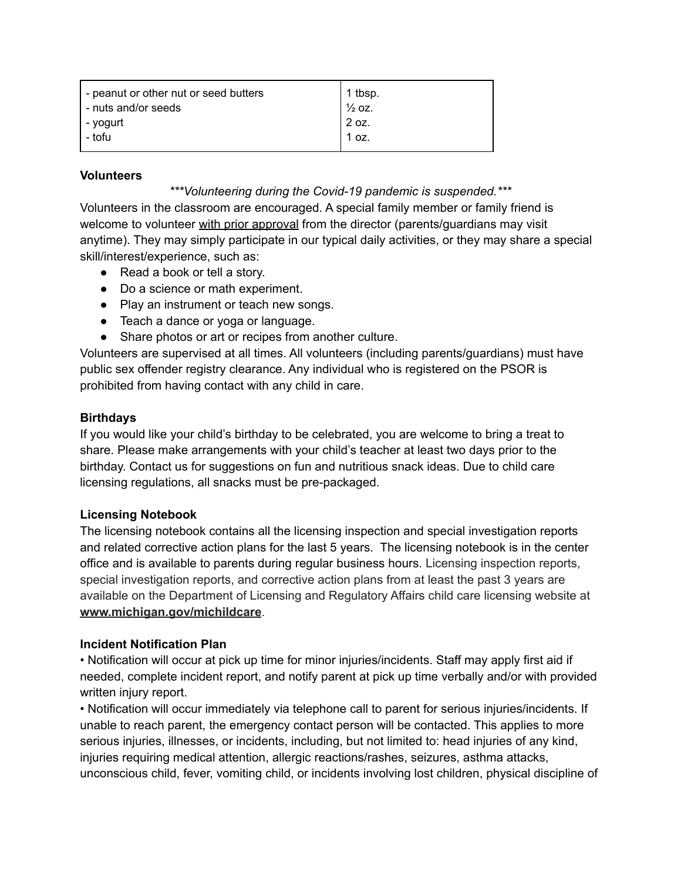| - peanut or other nut or seed butters<br>- nuts and/or seeds<br>- yogurt<br>- tofu | 1 tbsp.<br>½ oz.<br>2 oz.<br>1 oz. |
|---|---|

**Volunteers**

*\*\*\*Volunteering during the Covid-19 pandemic is suspended.\*\*\**

Volunteers in the classroom are encouraged. A special family member or family friend is welcome to volunteer <u>with prior approval</u> from the director (parents/guardians may visit anytime). They may simply participate in our typical daily activities, or they may share a special skill/interest/experience, such as:

- Read a book or tell a story.
- Do a science or math experiment.
- Play an instrument or teach new songs.
- Teach a dance or yoga or language.
- Share photos or art or recipes from another culture.

Volunteers are supervised at all times. All volunteers (including parents/guardians) must have public sex offender registry clearance. Any individual who is registered on the PSOR is prohibited from having contact with any child in care.

**Birthdays**

If you would like your child's birthday to be celebrated, you are welcome to bring a treat to share. Please make arrangements with your child's teacher at least two days prior to the birthday. Contact us for suggestions on fun and nutritious snack ideas. Due to child care licensing regulations, all snacks must be pre-packaged.

**Licensing Notebook**

The licensing notebook contains all the licensing inspection and special investigation reports and related corrective action plans for the last 5 years. The licensing notebook is in the center office and is available to parents during regular business hours. Licensing inspection reports, special investigation reports, and corrective action plans from at least the past 3 years are available on the Department of Licensing and Regulatory Affairs child care licensing website at **www.michigan.gov/michildcare**.

**Incident Notification Plan**

• Notification will occur at pick up time for minor injuries/incidents. Staff may apply first aid if needed, complete incident report, and notify parent at pick up time verbally and/or with provided written injury report.

• Notification will occur immediately via telephone call to parent for serious injuries/incidents. If unable to reach parent, the emergency contact person will be contacted. This applies to more serious injuries, illnesses, or incidents, including, but not limited to: head injuries of any kind, injuries requiring medical attention, allergic reactions/rashes, seizures, asthma attacks, unconscious child, fever, vomiting child, or incidents involving lost children, physical discipline of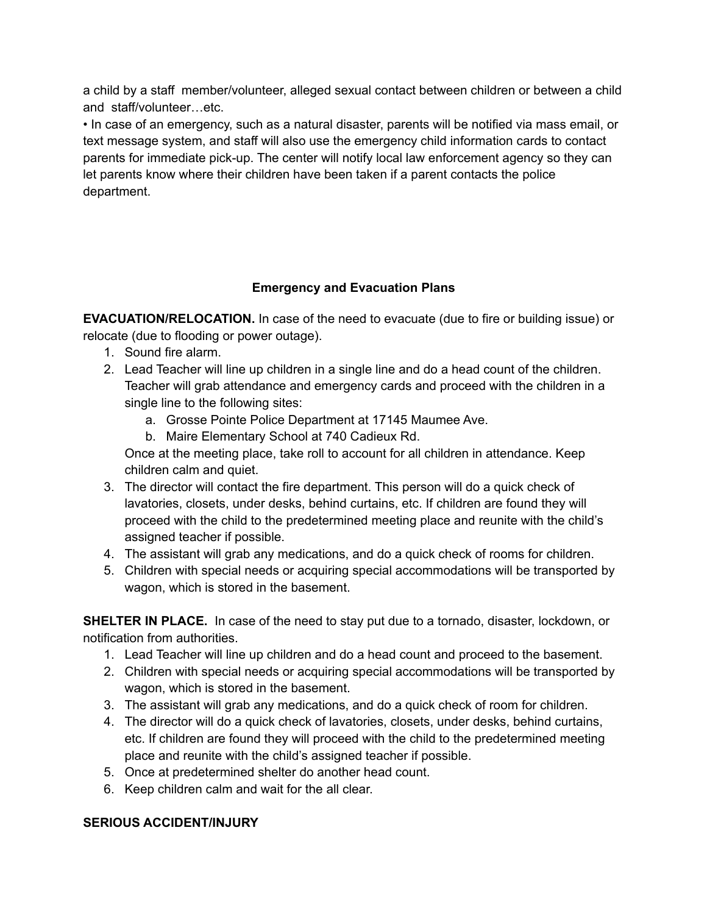a child by a staff member/volunteer, alleged sexual contact between children or between a child and staff/volunteer…etc.

• In case of an emergency, such as a natural disaster, parents will be notified via mass email, or text message system, and staff will also use the emergency child information cards to contact parents for immediate pick-up. The center will notify local law enforcement agency so they can let parents know where their children have been taken if a parent contacts the police department.

## Emergency and Evacuation Plans

**EVACUATION/RELOCATION.** In case of the need to evacuate (due to fire or building issue) or relocate (due to flooding or power outage).

1. Sound fire alarm.
2. Lead Teacher will line up children in a single line and do a head count of the children. Teacher will grab attendance and emergency cards and proceed with the children in a single line to the following sites:
    a. Grosse Pointe Police Department at 17145 Maumee Ave.
    b. Maire Elementary School at 740 Cadieux Rd.

    Once at the meeting place, take roll to account for all children in attendance. Keep children calm and quiet.
3. The director will contact the fire department. This person will do a quick check of lavatories, closets, under desks, behind curtains, etc. If children are found they will proceed with the child to the predetermined meeting place and reunite with the child's assigned teacher if possible.
4. The assistant will grab any medications, and do a quick check of rooms for children.
5. Children with special needs or acquiring special accommodations will be transported by wagon, which is stored in the basement.

**SHELTER IN PLACE.** In case of the need to stay put due to a tornado, disaster, lockdown, or notification from authorities.

1. Lead Teacher will line up children and do a head count and proceed to the basement.
2. Children with special needs or acquiring special accommodations will be transported by wagon, which is stored in the basement.
3. The assistant will grab any medications, and do a quick check of room for children.
4. The director will do a quick check of lavatories, closets, under desks, behind curtains, etc. If children are found they will proceed with the child to the predetermined meeting place and reunite with the child's assigned teacher if possible.
5. Once at predetermined shelter do another head count.
6. Keep children calm and wait for the all clear.

**SERIOUS ACCIDENT/INJURY**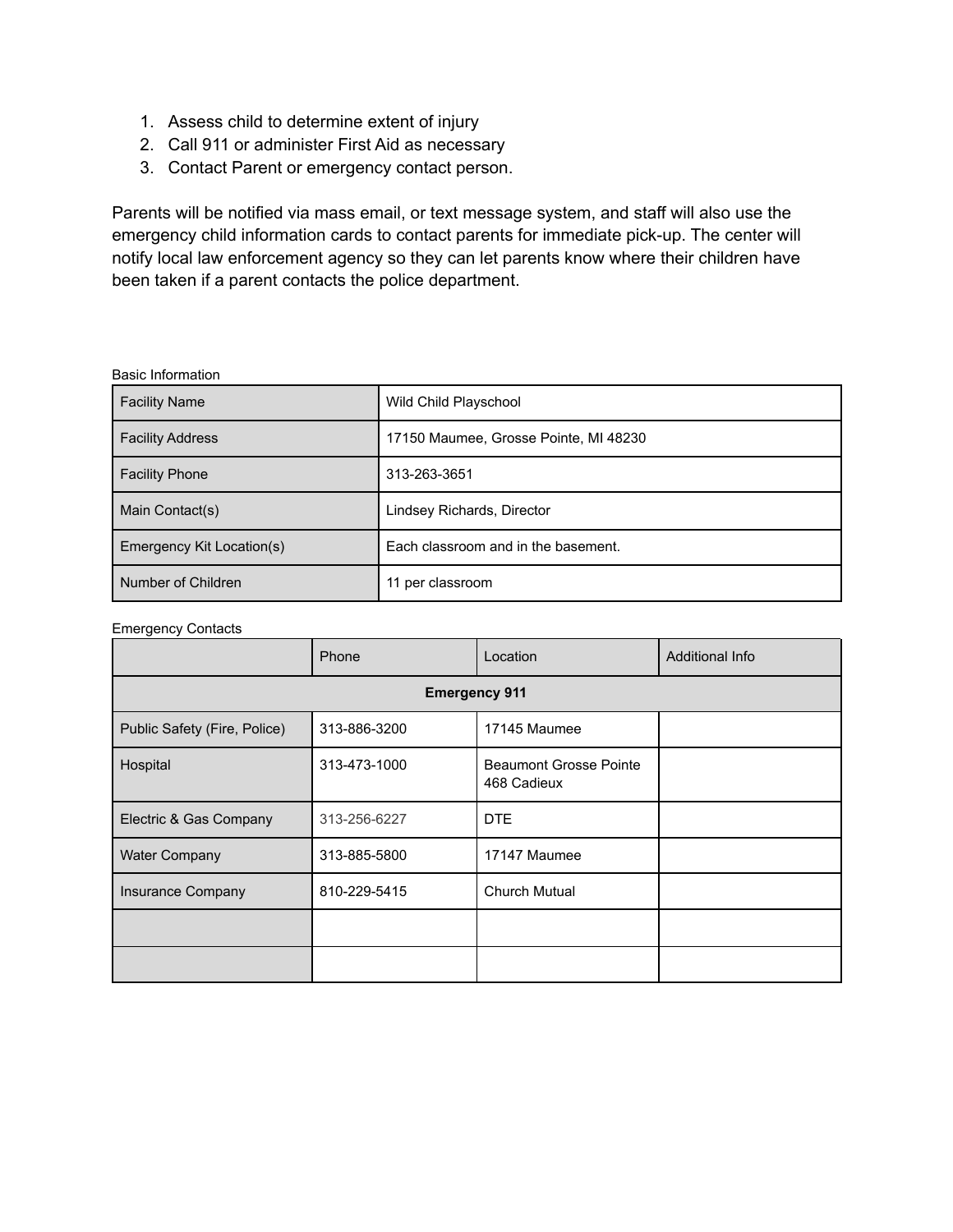1. Assess child to determine extent of injury
2. Call 911 or administer First Aid as necessary
3. Contact Parent or emergency contact person.

Parents will be notified via mass email, or text message system, and staff will also use the emergency child information cards to contact parents for immediate pick-up. The center will notify local law enforcement agency so they can let parents know where their children have been taken if a parent contacts the police department.

Basic Information

| | |
|---|---|
| Facility Name | Wild Child Playschool |
| Facility Address | 17150 Maumee, Grosse Pointe, MI 48230 |
| Facility Phone | 313-263-3651 |
| Main Contact(s) | Lindsey Richards, Director |
| Emergency Kit Location(s) | Each classroom and in the basement. |
| Number of Children | 11 per classroom |

Emergency Contacts

| | Phone | Location | Additional Info |
|---|---|---|---|
| **Emergency 911** | | | |
| Public Safety (Fire, Police) | 313-886-3200 | 17145 Maumee | |
| Hospital | 313-473-1000 | Beaumont Grosse Pointe 468 Cadieux | |
| Electric & Gas Company | 313-256-6227 | DTE | |
| Water Company | 313-885-5800 | 17147 Maumee | |
| Insurance Company | 810-229-5415 | Church Mutual | |
| | | | |
| | | | |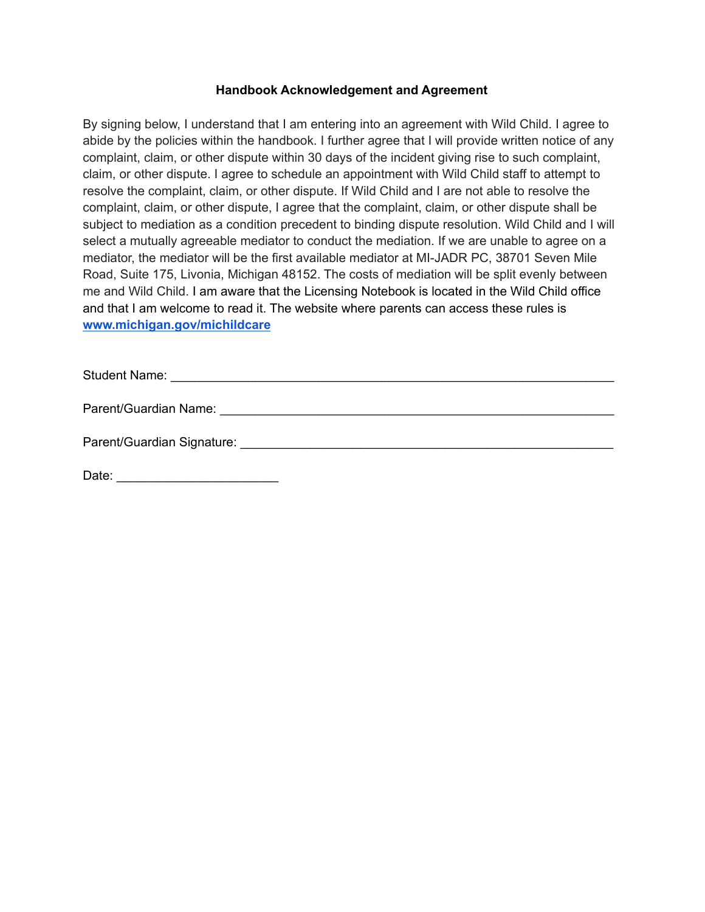### Handbook Acknowledgement and Agreement

By signing below, I understand that I am entering into an agreement with Wild Child. I agree to abide by the policies within the handbook. I further agree that I will provide written notice of any complaint, claim, or other dispute within 30 days of the incident giving rise to such complaint, claim, or other dispute. I agree to schedule an appointment with Wild Child staff to attempt to resolve the complaint, claim, or other dispute. If Wild Child and I are not able to resolve the complaint, claim, or other dispute, I agree that the complaint, claim, or other dispute shall be subject to mediation as a condition precedent to binding dispute resolution. Wild Child and I will select a mutually agreeable mediator to conduct the mediation. If we are unable to agree on a mediator, the mediator will be the first available mediator at MI-JADR PC, 38701 Seven Mile Road, Suite 175, Livonia, Michigan 48152. The costs of mediation will be split evenly between me and Wild Child. I am aware that the Licensing Notebook is located in the Wild Child office and that I am welcome to read it. The website where parents can access these rules is **www.michigan.gov/michildcare**

Student Name: ______________________________________________________________

Parent/Guardian Name: _______________________________________________________

Parent/Guardian Signature: ____________________________________________________

Date: ______________________